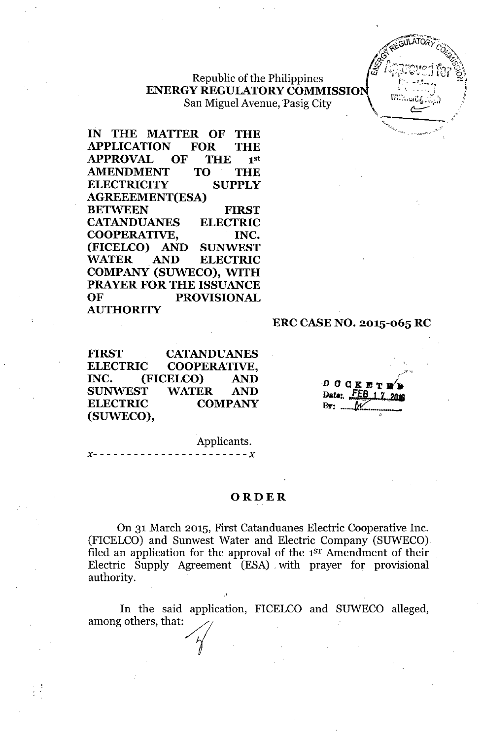Republic of the Philippines
**ENERGY REGULATORY COMMISSION**
San Miguel Avenue, Pasig City

**IN THE MATTER OF THE APPLICATION FOR THE APPROVAL OF THE 1st AMENDMENT TO THE ELECTRICITY SUPPLY AGREEEMENT(ESA) BETWEN FIRST CATANDUANES ELECTRIC COOPERATIVE, INC. (FICELCO) AND SUNWEST WATER AND ELECTRIC COMPANY (SUWECO), WITH PRAYER FOR THE ISSUANCE OF PROVISIONAL AUTHORITY**

**ERC CASE NO. 2015-065 RC**

**FIRST CATANDUANES ELECTRIC COOPERATIVE, INC. (FICELCO) AND SUNWEST WATER AND ELECTRIC COMPANY (SUWECO),**

Applicants.

x- - - - - - - - - - - - - - - - - - - - - - x

DOCKETED
Date: FEB 17 2016
By: ____

## ORDER

On 31 March 2015, First Catanduanes Electric Cooperative Inc. (FICELCO) and Sunwest Water and Electric Company (SUWECO) filed an application for the approval of the 1ST Amendment of their Electric Supply Agreement (ESA) with prayer for provisional authority.

In the said application, FICELCO and SUWECO alleged, among others, that: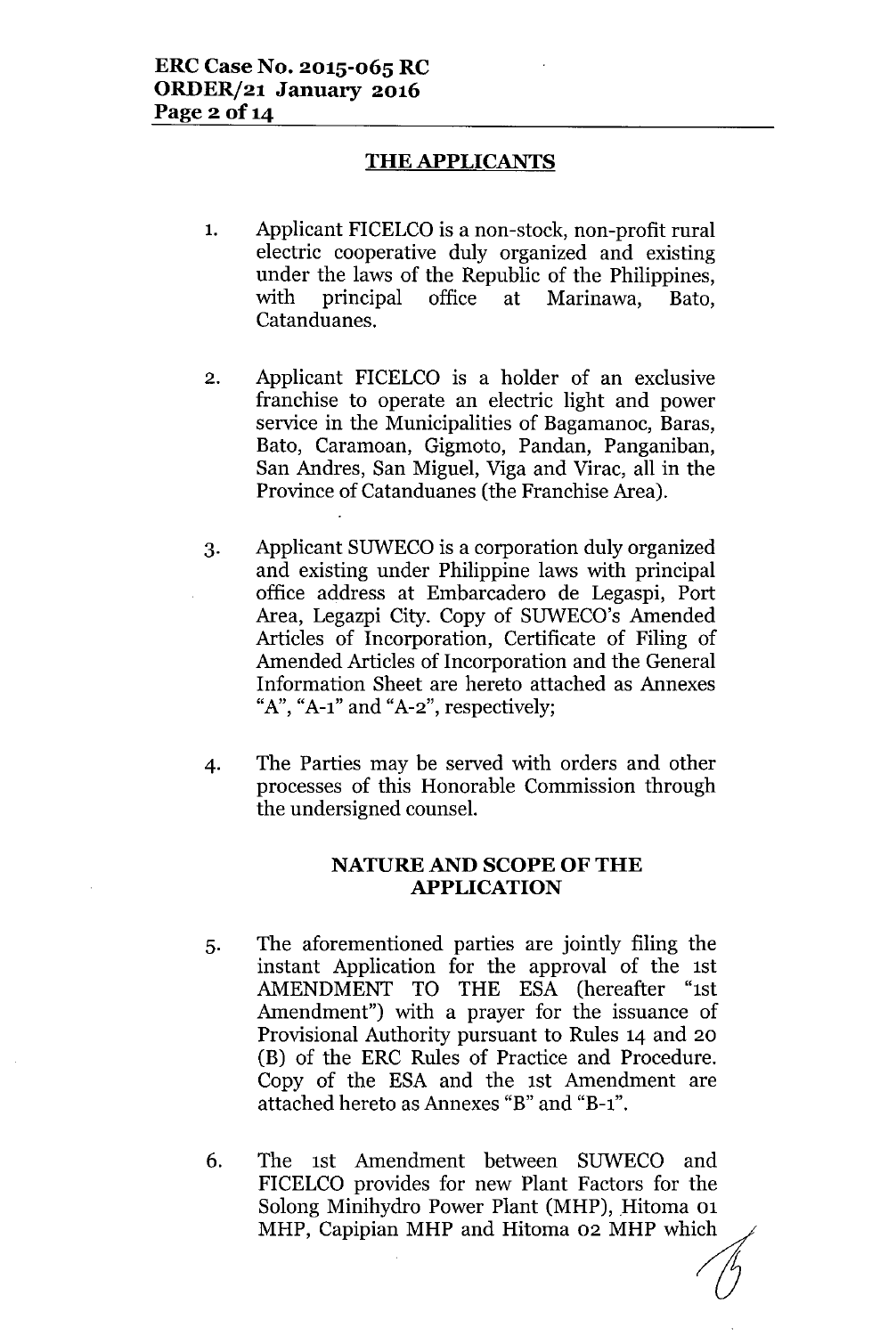## THE APPLICANTS

1. Applicant FICELCO is a non-stock, non-profit rural electric cooperative duly organized and existing under the laws of the Republic of the Philippines, with principal office at Marinawa, Bato, Catanduanes.

2. Applicant FICELCO is a holder of an exclusive franchise to operate an electric light and power service in the Municipalities of Bagamanoc, Baras, Bato, Caramoan, Gigmoto, Pandan, Panganiban, San Andres, San Miguel, Viga and Virac, all in the Province of Catanduanes (the Franchise Area).

3. Applicant SUWECO is a corporation duly organized and existing under Philippine laws with principal office address at Embarcadero de Legaspi, Port Area, Legazpi City. Copy of SUWECO's Amended Articles of Incorporation, Certificate of Filing of Amended Articles of Incorporation and the General Information Sheet are hereto attached as Annexes "A", "A-1" and "A-2", respectively;

4. The Parties may be served with orders and other processes of this Honorable Commission through the undersigned counsel.

## NATURE AND SCOPE OF THE APPLICATION

5. The aforementioned parties are jointly filing the instant Application for the approval of the 1st AMENDMENT TO THE ESA (hereafter "1st Amendment") with a prayer for the issuance of Provisional Authority pursuant to Rules 14 and 20 (B) of the ERC Rules of Practice and Procedure. Copy of the ESA and the 1st Amendment are attached hereto as Annexes "B" and "B-1".

6. The 1st Amendment between SUWECO and FICELCO provides for new Plant Factors for the Solong Minihydro Power Plant (MHP), Hitoma 01 MHP, Capipian MHP and Hitoma 02 MHP which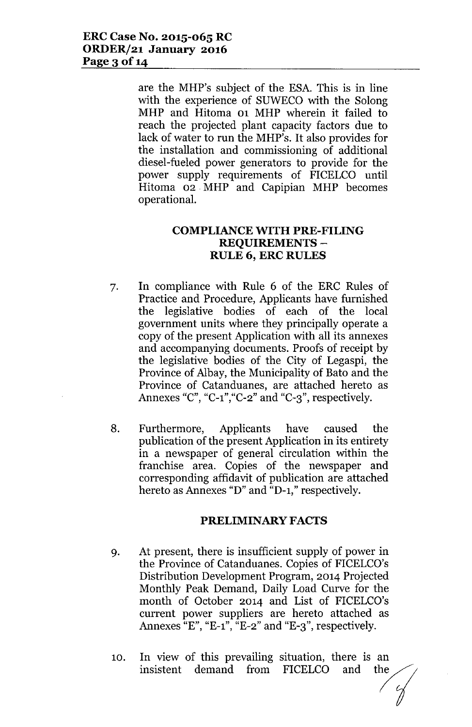are the MHP's subject of the ESA. This is in line with the experience of SUWECO with the Solong MHP and Hitoma 01 MHP wherein it failed to reach the projected plant capacity factors due to lack of water to run the MHP's. It also provides for the installation and commissioning of additional diesel-fueled power generators to provide for the power supply requirements of FICELCO until Hitoma 02 MHP and Capipian MHP becomes operational.

**COMPLIANCE WITH PRE-FILING REQUIREMENTS – RULE 6, ERC RULES**

7. In compliance with Rule 6 of the ERC Rules of Practice and Procedure, Applicants have furnished the legislative bodies of each of the local government units where they principally operate a copy of the present Application with all its annexes and accompanying documents. Proofs of receipt by the legislative bodies of the City of Legaspi, the Province of Albay, the Municipality of Bato and the Province of Catanduanes, are attached hereto as Annexes "C", "C-1","C-2" and "C-3", respectively.

8. Furthermore, Applicants have caused the publication of the present Application in its entirety in a newspaper of general circulation within the franchise area. Copies of the newspaper and corresponding affidavit of publication are attached hereto as Annexes "D" and "D-1," respectively.

**PRELIMINARY FACTS**

9. At present, there is insufficient supply of power in the Province of Catanduanes. Copies of FICELCO's Distribution Development Program, 2014 Projected Monthly Peak Demand, Daily Load Curve for the month of October 2014 and List of FICELCO's current power suppliers are hereto attached as Annexes "E", "E-1", "E-2" and "E-3", respectively.

10. In view of this prevailing situation, there is an insistent demand from FICELCO and the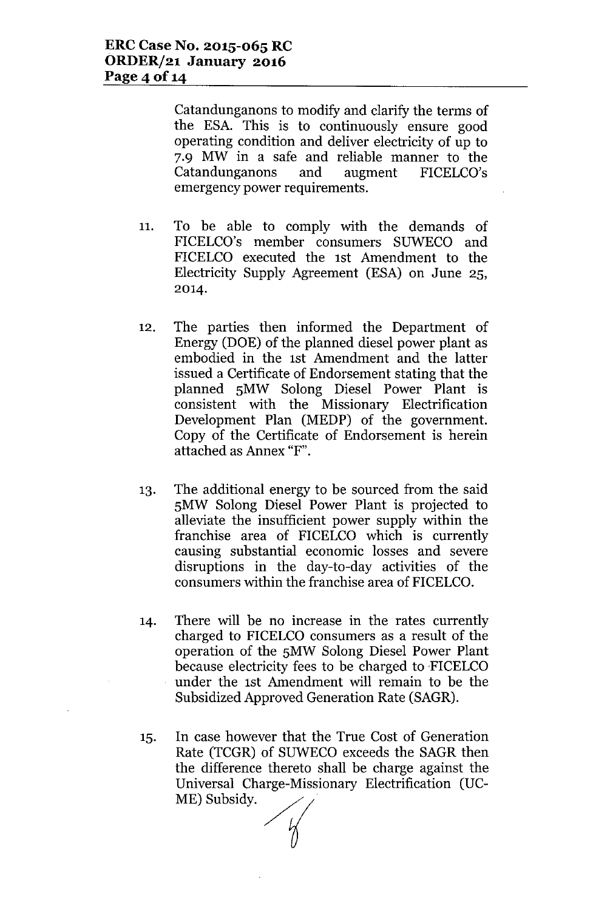Catandunganons to modify and clarify the terms of the ESA. This is to continuously ensure good operating condition and deliver electricity of up to 7.9 MW in a safe and reliable manner to the Catandunganons and augment FICELCO's emergency power requirements.

11. To be able to comply with the demands of FICELCO's member consumers SUWECO and FICELCO executed the 1st Amendment to the Electricity Supply Agreement (ESA) on June 25, 2014.

12. The parties then informed the Department of Energy (DOE) of the planned diesel power plant as embodied in the 1st Amendment and the latter issued a Certificate of Endorsement stating that the planned 5MW Solong Diesel Power Plant is consistent with the Missionary Electrification Development Plan (MEDP) of the government. Copy of the Certificate of Endorsement is herein attached as Annex "F".

13. The additional energy to be sourced from the said 5MW Solong Diesel Power Plant is projected to alleviate the insufficient power supply within the franchise area of FICELCO which is currently causing substantial economic losses and severe disruptions in the day-to-day activities of the consumers within the franchise area of FICELCO.

14. There will be no increase in the rates currently charged to FICELCO consumers as a result of the operation of the 5MW Solong Diesel Power Plant because electricity fees to be charged to FICELCO under the 1st Amendment will remain to be the Subsidized Approved Generation Rate (SAGR).

15. In case however that the True Cost of Generation Rate (TCGR) of SUWECO exceeds the SAGR then the difference thereto shall be charge against the Universal Charge-Missionary Electrification (UC-ME) Subsidy.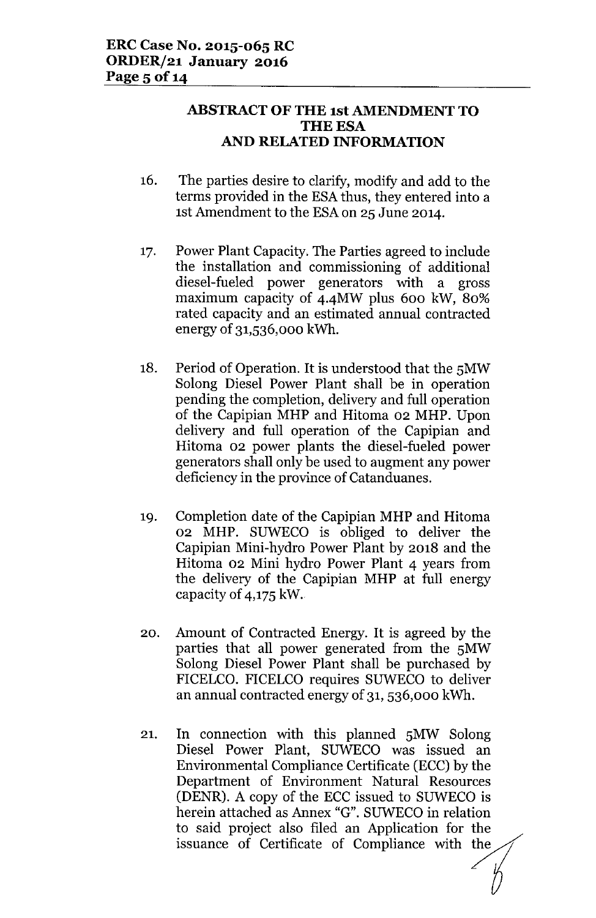## ABSTRACT OF THE 1st AMENDMENT TO THE ESA AND RELATED INFORMATION

16. The parties desire to clarify, modify and add to the terms provided in the ESA thus, they entered into a 1st Amendment to the ESA on 25 June 2014.

17. Power Plant Capacity. The Parties agreed to include the installation and commissioning of additional diesel-fueled power generators with a gross maximum capacity of 4.4MW plus 600 kW, 80% rated capacity and an estimated annual contracted energy of 31,536,000 kWh.

18. Period of Operation. It is understood that the 5MW Solong Diesel Power Plant shall be in operation pending the completion, delivery and full operation of the Capipian MHP and Hitoma 02 MHP. Upon delivery and full operation of the Capipian and Hitoma 02 power plants the diesel-fueled power generators shall only be used to augment any power deficiency in the province of Catanduanes.

19. Completion date of the Capipian MHP and Hitoma 02 MHP. SUWECO is obliged to deliver the Capipian Mini-hydro Power Plant by 2018 and the Hitoma 02 Mini hydro Power Plant 4 years from the delivery of the Capipian MHP at full energy capacity of 4,175 kW.

20. Amount of Contracted Energy. It is agreed by the parties that all power generated from the 5MW Solong Diesel Power Plant shall be purchased by FICELCO. FICELCO requires SUWECO to deliver an annual contracted energy of 31, 536,000 kWh.

21. In connection with this planned 5MW Solong Diesel Power Plant, SUWECO was issued an Environmental Compliance Certificate (ECC) by the Department of Environment Natural Resources (DENR). A copy of the ECC issued to SUWECO is herein attached as Annex "G". SUWECO in relation to said project also filed an Application for the issuance of Certificate of Compliance with the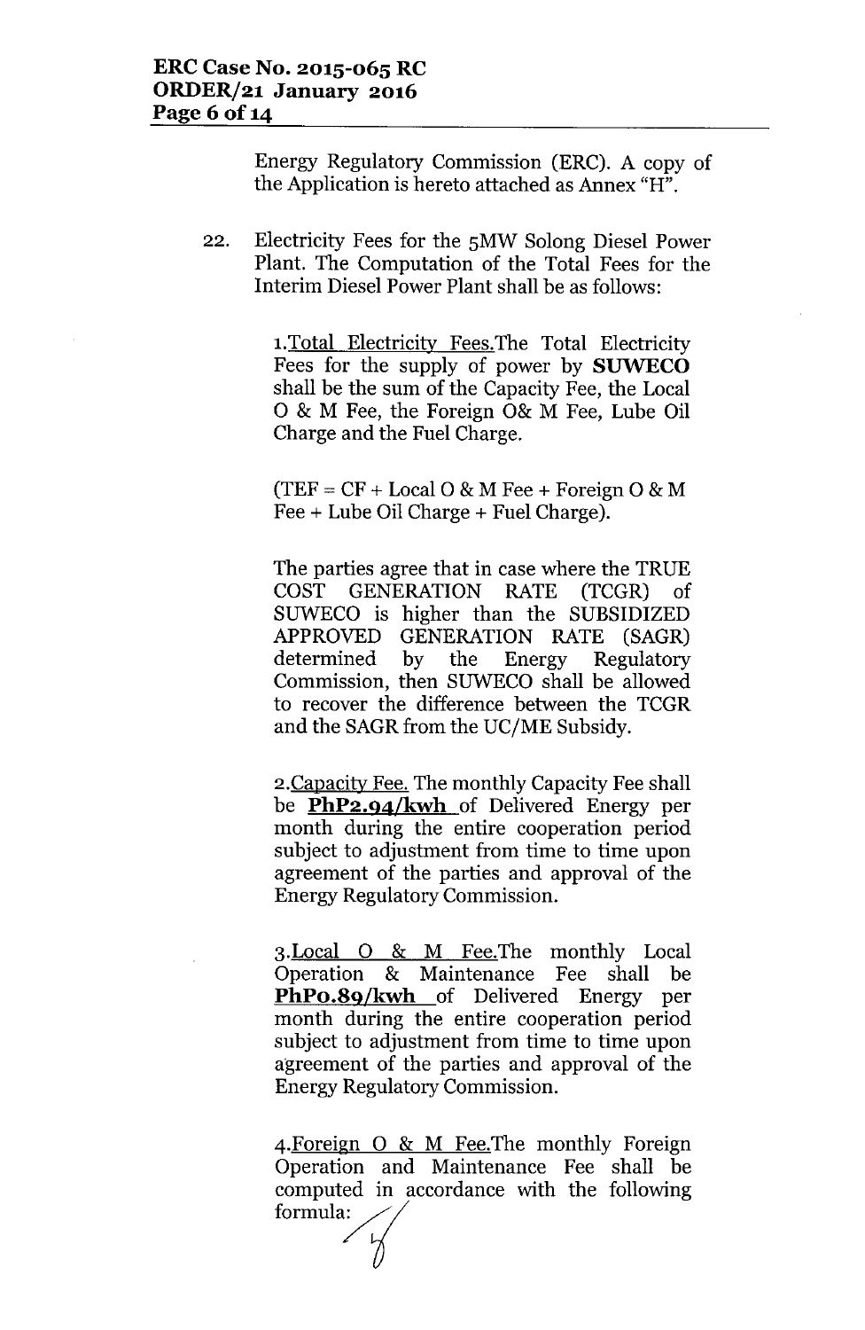Energy Regulatory Commission (ERC). A copy of the Application is hereto attached as Annex "H".

22. Electricity Fees for the 5MW Solong Diesel Power Plant. The Computation of the Total Fees for the Interim Diesel Power Plant shall be as follows:

    1. Total Electricity Fees. The Total Electricity Fees for the supply of power by **SUWECO** shall be the sum of the Capacity Fee, the Local O & M Fee, the Foreign O& M Fee, Lube Oil Charge and the Fuel Charge.

       (TEF = CF + Local O & M Fee + Foreign O & M Fee + Lube Oil Charge + Fuel Charge).

       The parties agree that in case where the TRUE COST GENERATION RATE (TCGR) of SUWECO is higher than the SUBSIDIZED APPROVED GENERATION RATE (SAGR) determined by the Energy Regulatory Commission, then SUWECO shall be allowed to recover the difference between the TCGR and the SAGR from the UC/ME Subsidy.

    2. Capacity Fee. The monthly Capacity Fee shall be **PhP2.94/kwh** of Delivered Energy per month during the entire cooperation period subject to adjustment from time to time upon agreement of the parties and approval of the Energy Regulatory Commission.

    3. Local O & M Fee. The monthly Local Operation & Maintenance Fee shall be **PhP0.89/kwh** of Delivered Energy per month during the entire cooperation period subject to adjustment from time to time upon agreement of the parties and approval of the Energy Regulatory Commission.

    4. Foreign O & M Fee. The monthly Foreign Operation and Maintenance Fee shall be computed in accordance with the following formula: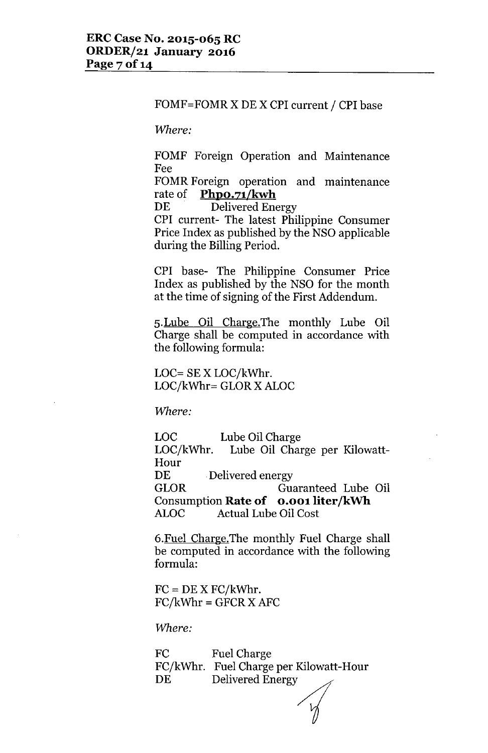FOMF=FOMR X DE X CPI current / CPI base

*Where:*

FOMF Foreign Operation and Maintenance Fee
FOMR Foreign operation and maintenance rate of **<u>Php0.71/kwh</u>**
DE Delivered Energy
CPI current- The latest Philippine Consumer Price Index as published by the NSO applicable during the Billing Period.

CPI base- The Philippine Consumer Price Index as published by the NSO for the month at the time of signing of the First Addendum.

5.<u>Lube Oil Charge.</u>The monthly Lube Oil Charge shall be computed in accordance with the following formula:

LOC= SE X LOC/kWhr.
LOC/kWhr= GLOR X ALOC

*Where:*

LOC Lube Oil Charge
LOC/kWhr. Lube Oil Charge per Kilowatt-Hour
DE Delivered energy
GLOR Guaranteed Lube Oil Consumption **Rate of 0.001 liter/kWh**
ALOC Actual Lube Oil Cost

6.<u>Fuel Charge.</u>The monthly Fuel Charge shall be computed in accordance with the following formula:

FC = DE X FC/kWhr.
FC/kWhr = GFCR X AFC

*Where:*

FC Fuel Charge
FC/kWhr. Fuel Charge per Kilowatt-Hour
DE Delivered Energy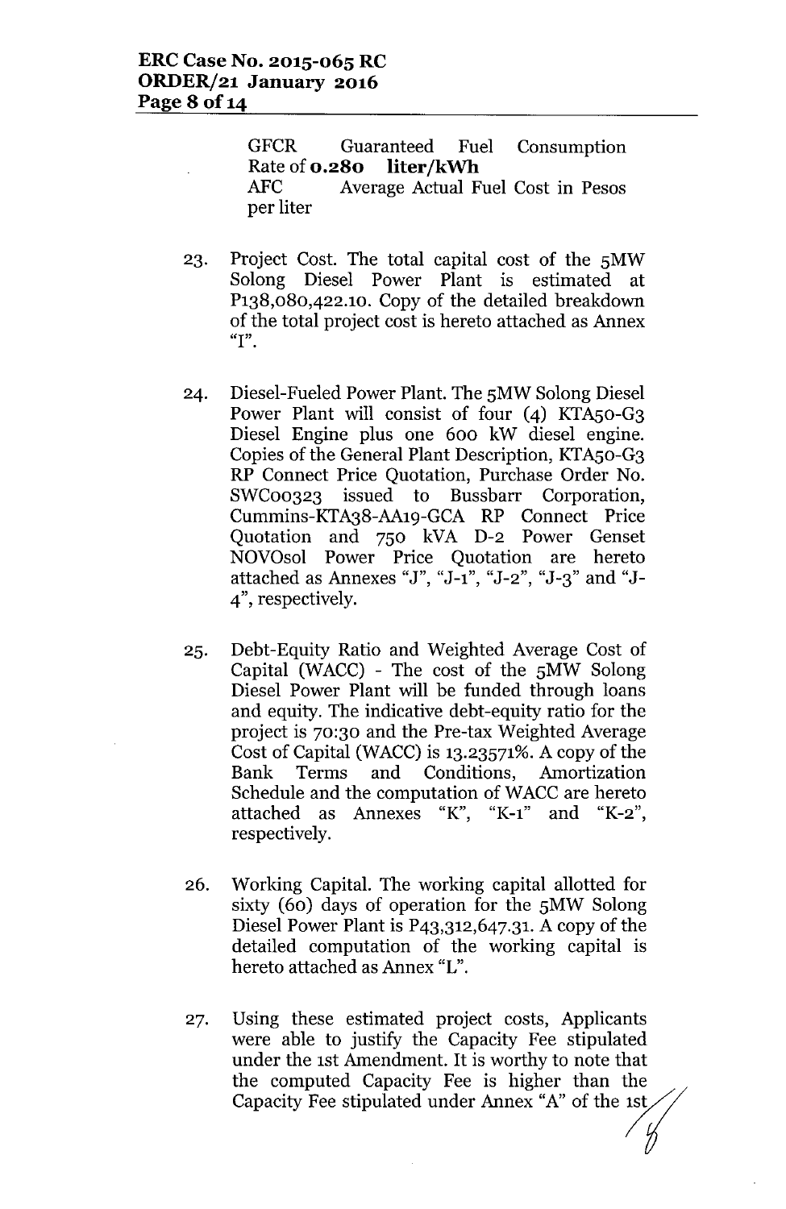GFCR Guaranteed Fuel Consumption Rate of **0.280 liter/kWh**
AFC Average Actual Fuel Cost in Pesos per liter

23. Project Cost. The total capital cost of the 5MW Solong Diesel Power Plant is estimated at P138,080,422.10. Copy of the detailed breakdown of the total project cost is hereto attached as Annex "I".

24. Diesel-Fueled Power Plant. The 5MW Solong Diesel Power Plant will consist of four (4) KTA50-G3 Diesel Engine plus one 600 kW diesel engine. Copies of the General Plant Description, KTA50-G3 RP Connect Price Quotation, Purchase Order No. SWC00323 issued to Bussbarr Corporation, Cummins-KTA38-AA19-GCA RP Connect Price Quotation and 750 kVA D-2 Power Genset NOVOsol Power Price Quotation are hereto attached as Annexes "J", "J-1", "J-2", "J-3" and "J-4", respectively.

25. Debt-Equity Ratio and Weighted Average Cost of Capital (WACC) - The cost of the 5MW Solong Diesel Power Plant will be funded through loans and equity. The indicative debt-equity ratio for the project is 70:30 and the Pre-tax Weighted Average Cost of Capital (WACC) is 13.23571%. A copy of the Bank Terms and Conditions, Amortization Schedule and the computation of WACC are hereto attached as Annexes "K", "K-1" and "K-2", respectively.

26. Working Capital. The working capital allotted for sixty (60) days of operation for the 5MW Solong Diesel Power Plant is P43,312,647.31. A copy of the detailed computation of the working capital is hereto attached as Annex "L".

27. Using these estimated project costs, Applicants were able to justify the Capacity Fee stipulated under the 1st Amendment. It is worthy to note that the computed Capacity Fee is higher than the Capacity Fee stipulated under Annex "A" of the 1st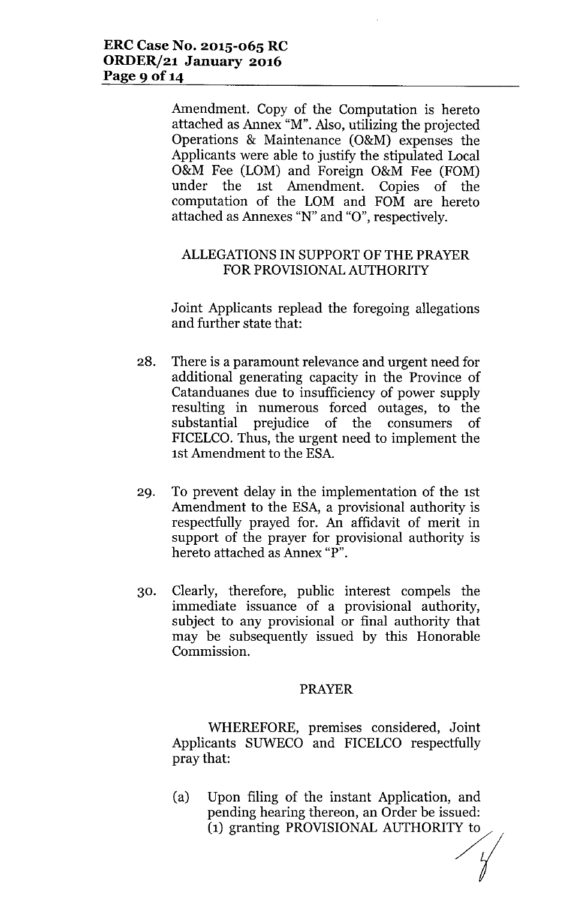Amendment. Copy of the Computation is hereto attached as Annex "M". Also, utilizing the projected Operations & Maintenance (O&M) expenses the Applicants were able to justify the stipulated Local O&M Fee (LOM) and Foreign O&M Fee (FOM) under the 1st Amendment. Copies of the computation of the LOM and FOM are hereto attached as Annexes "N" and "O", respectively.

ALLEGATIONS IN SUPPORT OF THE PRAYER FOR PROVISIONAL AUTHORITY

Joint Applicants replead the foregoing allegations and further state that:

28. There is a paramount relevance and urgent need for additional generating capacity in the Province of Catanduanes due to insufficiency of power supply resulting in numerous forced outages, to the substantial prejudice of the consumers of FICELCO. Thus, the urgent need to implement the 1st Amendment to the ESA.

29. To prevent delay in the implementation of the 1st Amendment to the ESA, a provisional authority is respectfully prayed for. An affidavit of merit in support of the prayer for provisional authority is hereto attached as Annex "P".

30. Clearly, therefore, public interest compels the immediate issuance of a provisional authority, subject to any provisional or final authority that may be subsequently issued by this Honorable Commission.

PRAYER

WHEREFORE, premises considered, Joint Applicants SUWECO and FICELCO respectfully pray that:

(a) Upon filing of the instant Application, and pending hearing thereon, an Order be issued: (1) granting PROVISIONAL AUTHORITY to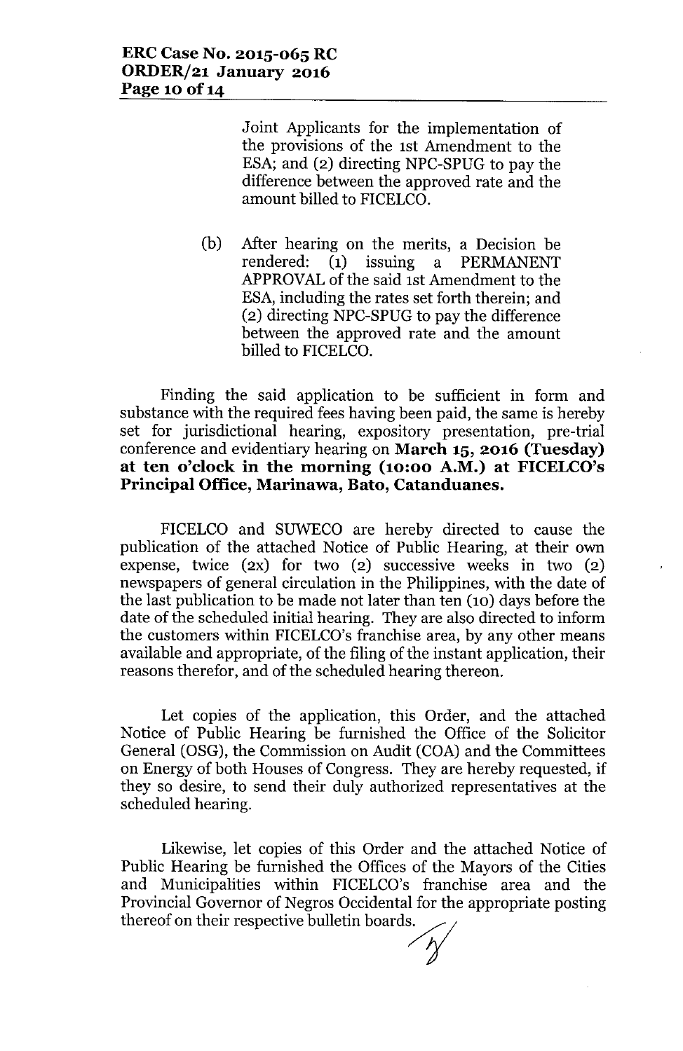Joint Applicants for the implementation of the provisions of the 1st Amendment to the ESA; and (2) directing NPC-SPUG to pay the difference between the approved rate and the amount billed to FICELCO.

(b) After hearing on the merits, a Decision be rendered: (1) issuing a PERMANENT APPROVAL of the said 1st Amendment to the ESA, including the rates set forth therein; and (2) directing NPC-SPUG to pay the difference between the approved rate and the amount billed to FICELCO.

Finding the said application to be sufficient in form and substance with the required fees having been paid, the same is hereby set for jurisdictional hearing, expository presentation, pre-trial conference and evidentiary hearing on **March 15, 2016 (Tuesday) at ten o'clock in the morning (10:00 A.M.) at FICELCO's Principal Office, Marinawa, Bato, Catanduanes.**

FICELCO and SUWECO are hereby directed to cause the publication of the attached Notice of Public Hearing, at their own expense, twice (2x) for two (2) successive weeks in two (2) newspapers of general circulation in the Philippines, with the date of the last publication to be made not later than ten (10) days before the date of the scheduled initial hearing. They are also directed to inform the customers within FICELCO's franchise area, by any other means available and appropriate, of the filing of the instant application, their reasons therefor, and of the scheduled hearing thereon.

Let copies of the application, this Order, and the attached Notice of Public Hearing be furnished the Office of the Solicitor General (OSG), the Commission on Audit (COA) and the Committees on Energy of both Houses of Congress. They are hereby requested, if they so desire, to send their duly authorized representatives at the scheduled hearing.

Likewise, let copies of this Order and the attached Notice of Public Hearing be furnished the Offices of the Mayors of the Cities and Municipalities within FICELCO's franchise area and the Provincial Governor of Negros Occidental for the appropriate posting thereof on their respective bulletin boards.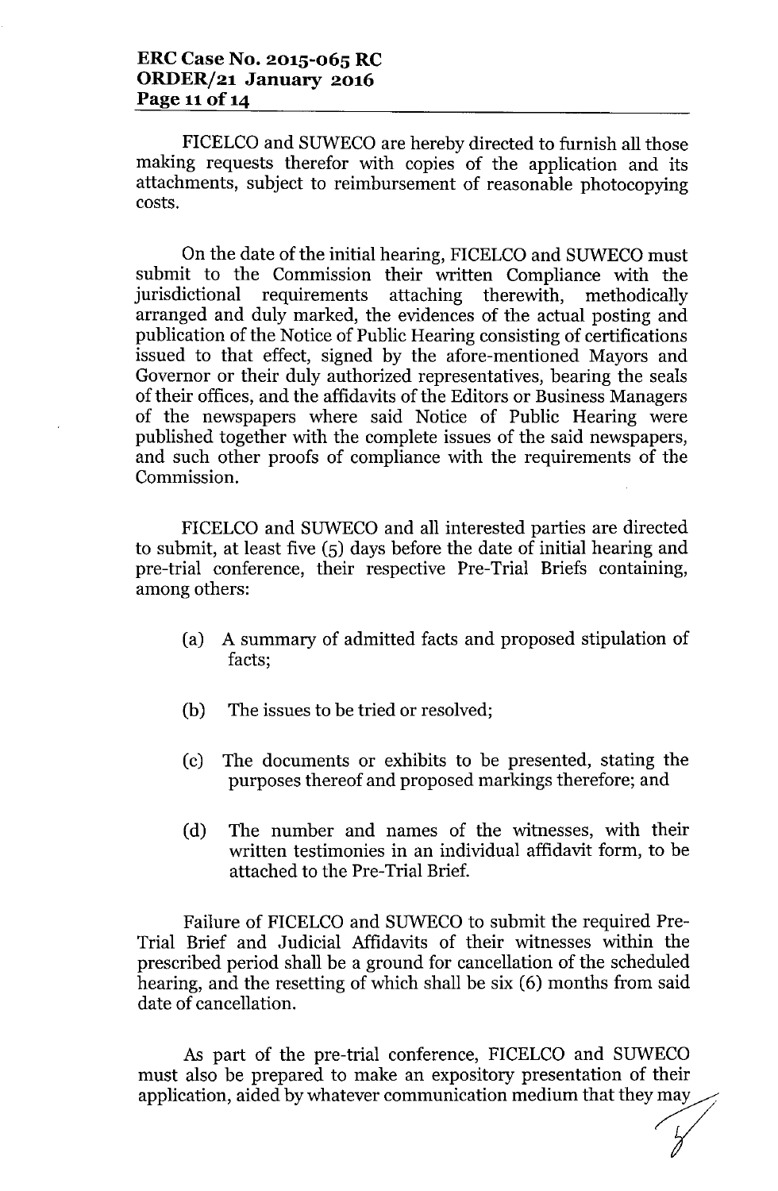FICELCO and SUWECO are hereby directed to furnish all those making requests therefor with copies of the application and its attachments, subject to reimbursement of reasonable photocopying costs.

On the date of the initial hearing, FICELCO and SUWECO must submit to the Commission their written Compliance with the jurisdictional requirements attaching therewith, methodically arranged and duly marked, the evidences of the actual posting and publication of the Notice of Public Hearing consisting of certifications issued to that effect, signed by the afore-mentioned Mayors and Governor or their duly authorized representatives, bearing the seals of their offices, and the affidavits of the Editors or Business Managers of the newspapers where said Notice of Public Hearing were published together with the complete issues of the said newspapers, and such other proofs of compliance with the requirements of the Commission.

FICELCO and SUWECO and all interested parties are directed to submit, at least five (5) days before the date of initial hearing and pre-trial conference, their respective Pre-Trial Briefs containing, among others:

(a) A summary of admitted facts and proposed stipulation of facts;

(b) The issues to be tried or resolved;

(c) The documents or exhibits to be presented, stating the purposes thereof and proposed markings therefore; and

(d) The number and names of the witnesses, with their written testimonies in an individual affidavit form, to be attached to the Pre-Trial Brief.

Failure of FICELCO and SUWECO to submit the required Pre-Trial Brief and Judicial Affidavits of their witnesses within the prescribed period shall be a ground for cancellation of the scheduled hearing, and the resetting of which shall be six (6) months from said date of cancellation.

As part of the pre-trial conference, FICELCO and SUWECO must also be prepared to make an expository presentation of their application, aided by whatever communication medium that they may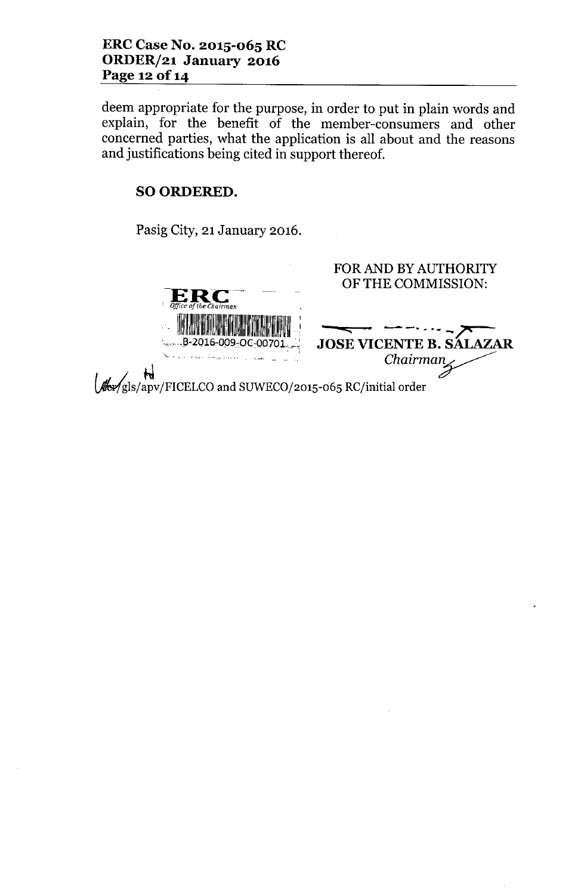deem appropriate for the purpose, in order to put in plain words and explain, for the benefit of the member-consumers and other concerned parties, what the application is all about and the reasons and justifications being cited in support thereof.

**SO ORDERED.**

Pasig City, 21 January 2016.

FOR AND BY AUTHORITY OF THE COMMISSION:

ERC
Office of the Chairman
B-2016-009-OC-00701

**JOSE VICENTE B. SALAZAR**
*Chairman*

/gls/apv/FICELCO and SUWECO/2015-065 RC/initial order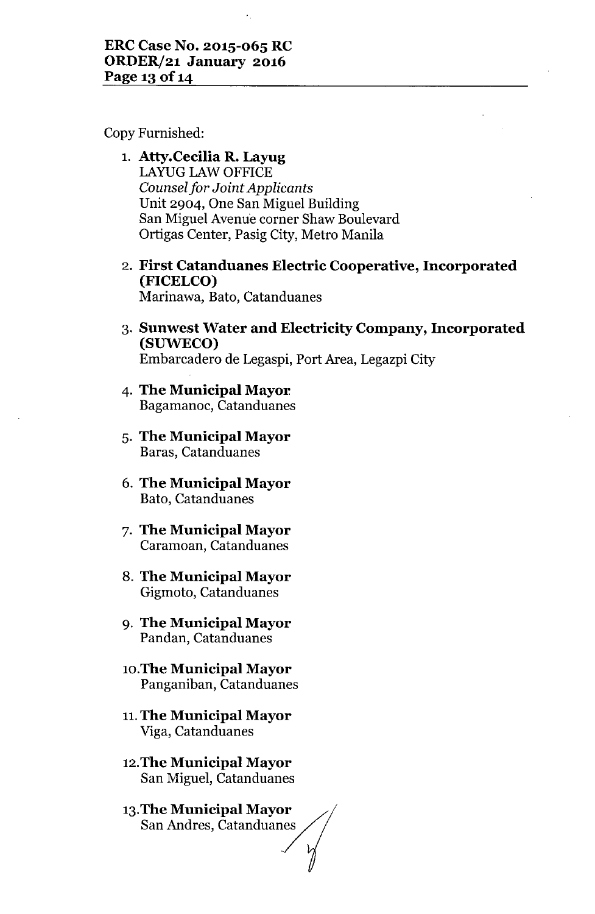Copy Furnished:

1. **Atty.Cecilia R. Layug**
   LAYUG LAW OFFICE
   *Counsel for Joint Applicants*
   Unit 2904, One San Miguel Building
   San Miguel Avenue corner Shaw Boulevard
   Ortigas Center, Pasig City, Metro Manila

2. **First Catanduanes Electric Cooperative, Incorporated (FICELCO)**
   Marinawa, Bato, Catanduanes

3. **Sunwest Water and Electricity Company, Incorporated (SUWECO)**
   Embarcadero de Legaspi, Port Area, Legazpi City

4. **The Municipal Mayor**
   Bagamanoc, Catanduanes

5. **The Municipal Mayor**
   Baras, Catanduanes

6. **The Municipal Mayor**
   Bato, Catanduanes

7. **The Municipal Mayor**
   Caramoan, Catanduanes

8. **The Municipal Mayor**
   Gigmoto, Catanduanes

9. **The Municipal Mayor**
   Pandan, Catanduanes

10. **The Municipal Mayor**
    Panganiban, Catanduanes

11. **The Municipal Mayor**
    Viga, Catanduanes

12. **The Municipal Mayor**
    San Miguel, Catanduanes

13. **The Municipal Mayor**
    San Andres, Catanduanes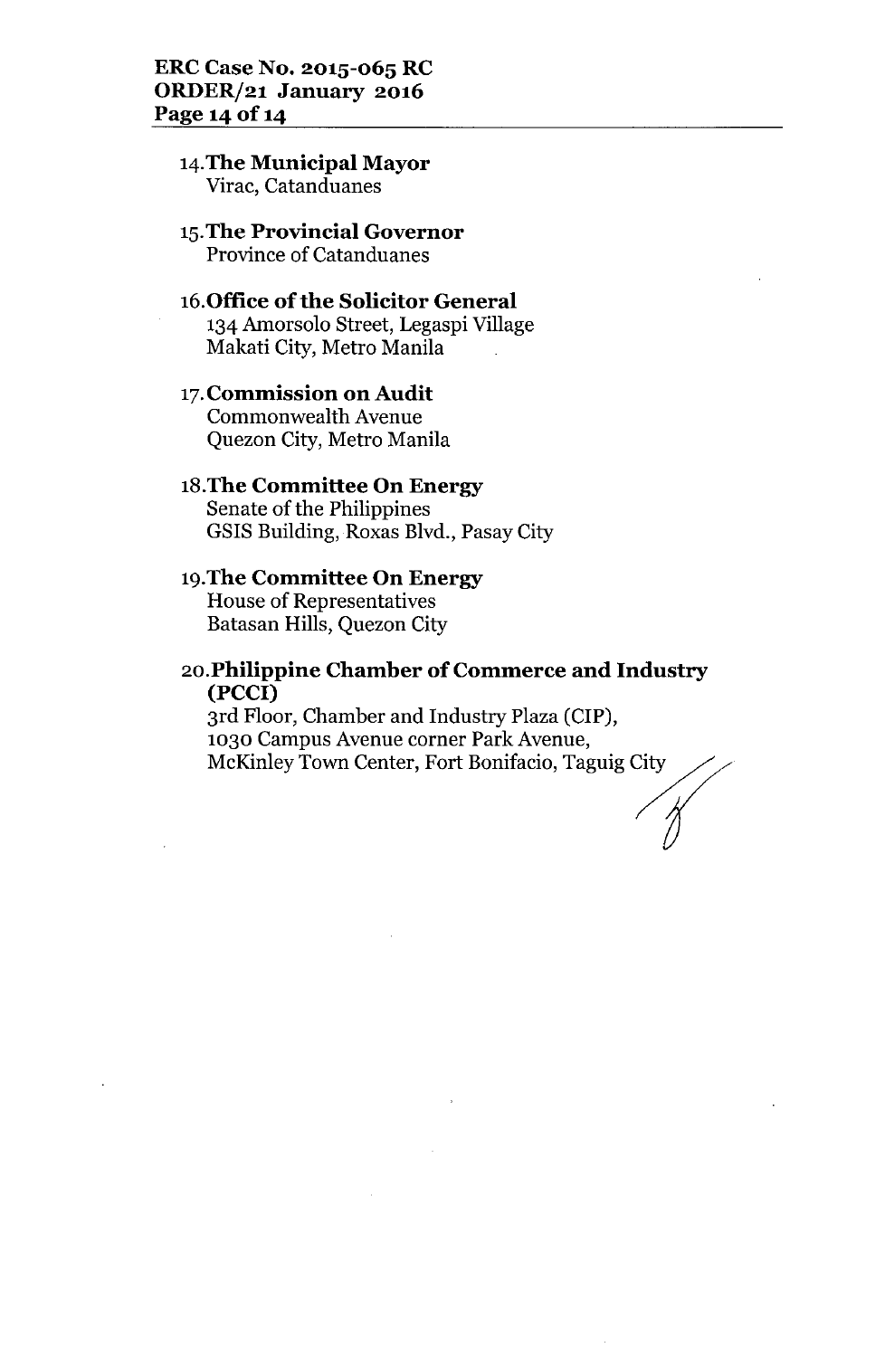14. **The Municipal Mayor**
    Virac, Catanduanes

15. **The Provincial Governor**
    Province of Catanduanes

16. **Office of the Solicitor General**
    134 Amorsolo Street, Legaspi Village
    Makati City, Metro Manila

17. **Commission on Audit**
    Commonwealth Avenue
    Quezon City, Metro Manila

18. **The Committee On Energy**
    Senate of the Philippines
    GSIS Building, Roxas Blvd., Pasay City

19. **The Committee On Energy**
    House of Representatives
    Batasan Hills, Quezon City

20. **Philippine Chamber of Commerce and Industry (PCCI)**
    3rd Floor, Chamber and Industry Plaza (CIP),
    1030 Campus Avenue corner Park Avenue,
    McKinley Town Center, Fort Bonifacio, Taguig City